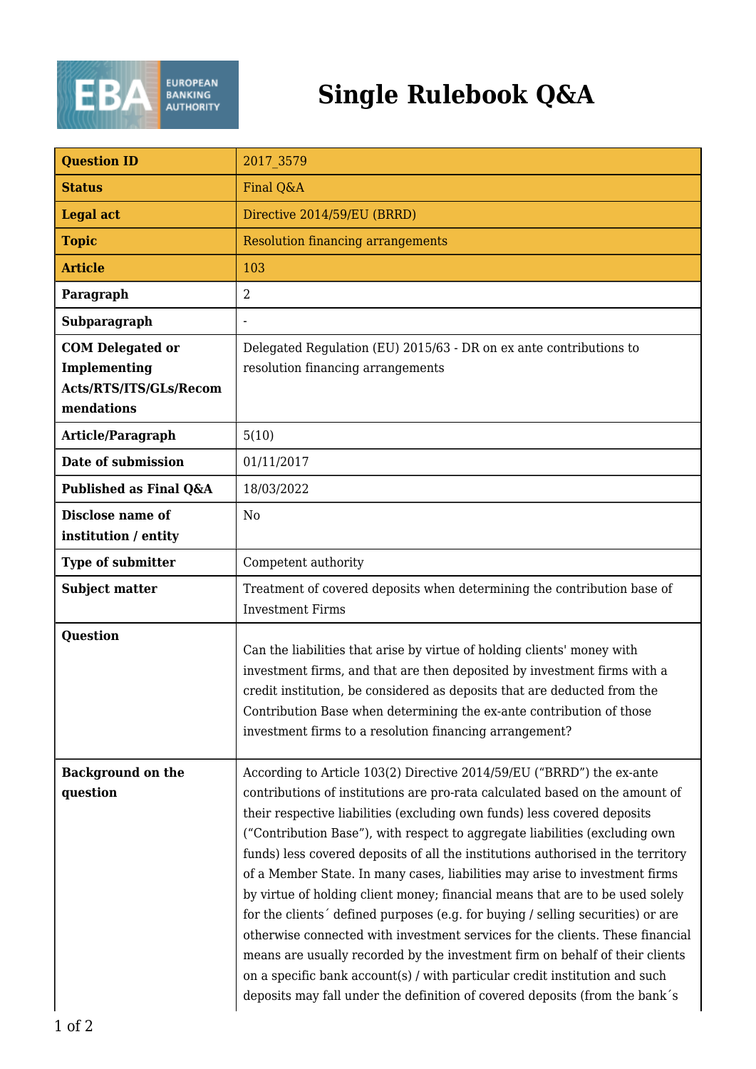# Single Rulebook Q&A

| Question ID | 2017_3579 |
|---|---|
| Status | Final Q&A |
| Legal act | Directive 2014/59/EU (BRRD) |
| Topic | Resolution financing arrangements |
| Article | 103 |
| Paragraph | 2 |
| Subparagraph | - |
| COM Delegated or Implementing Acts/RTS/ITS/GLs/Recommendations | Delegated Regulation (EU) 2015/63 - DR on ex ante contributions to resolution financing arrangements |
| Article/Paragraph | 5(10) |
| Date of submission | 01/11/2017 |
| Published as Final Q&A | 18/03/2022 |
| Disclose name of institution / entity | No |
| Type of submitter | Competent authority |
| Subject matter | Treatment of covered deposits when determining the contribution base of Investment Firms |
| Question | Can the liabilities that arise by virtue of holding clients' money with investment firms, and that are then deposited by investment firms with a credit institution, be considered as deposits that are deducted from the Contribution Base when determining the ex-ante contribution of those investment firms to a resolution financing arrangement? |
| Background on the question | According to Article 103(2) Directive 2014/59/EU ("BRRD") the ex-ante contributions of institutions are pro-rata calculated based on the amount of their respective liabilities (excluding own funds) less covered deposits ("Contribution Base"), with respect to aggregate liabilities (excluding own funds) less covered deposits of all the institutions authorised in the territory of a Member State. In many cases, liabilities may arise to investment firms by virtue of holding client money; financial means that are to be used solely for the clients´ defined purposes (e.g. for buying / selling securities) or are otherwise connected with investment services for the clients. These financial means are usually recorded by the investment firm on behalf of their clients on a specific bank account(s) / with particular credit institution and such deposits may fall under the definition of covered deposits (from the bank´s |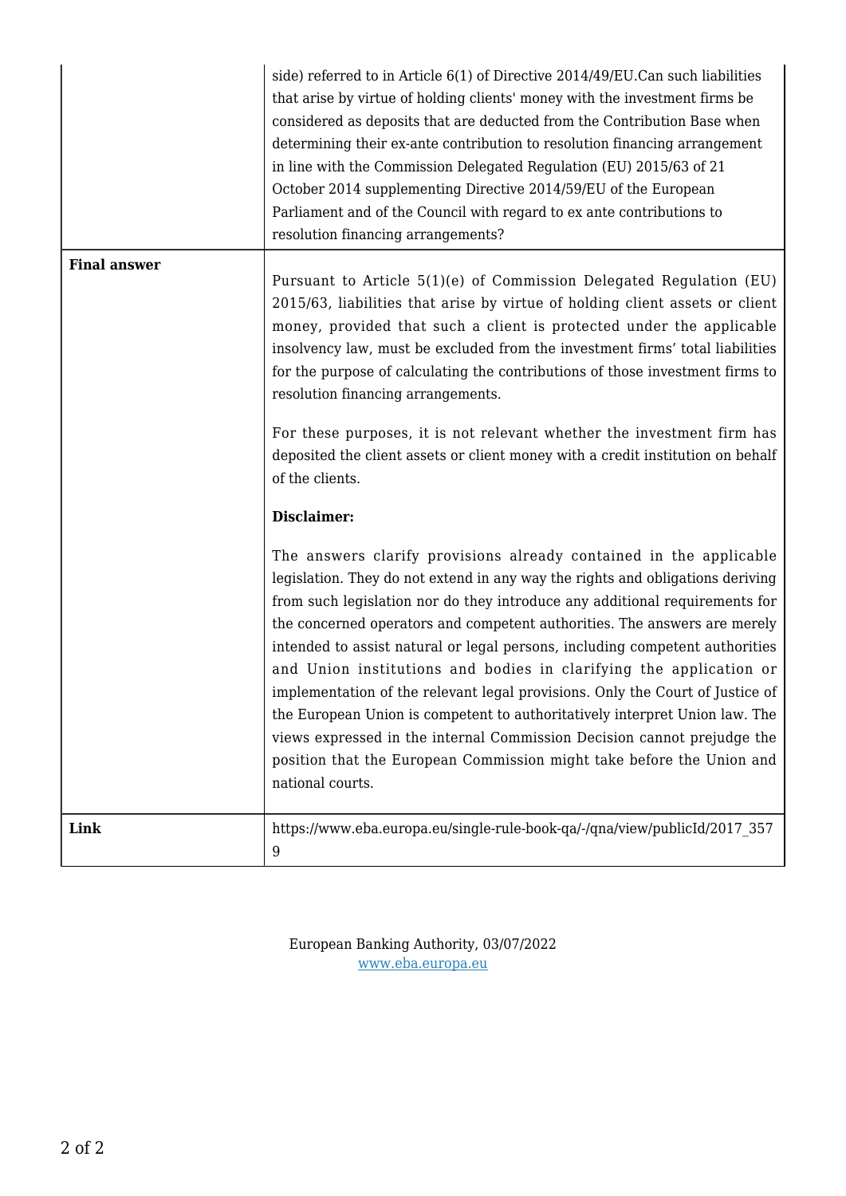| | |
|---|---|
| | side) referred to in Article 6(1) of Directive 2014/49/EU.Can such liabilities that arise by virtue of holding clients' money with the investment firms be considered as deposits that are deducted from the Contribution Base when determining their ex-ante contribution to resolution financing arrangement in line with the Commission Delegated Regulation (EU) 2015/63 of 21 October 2014 supplementing Directive 2014/59/EU of the European Parliament and of the Council with regard to ex ante contributions to resolution financing arrangements? |
| **Final answer** | Pursuant to Article 5(1)(e) of Commission Delegated Regulation (EU) 2015/63, liabilities that arise by virtue of holding client assets or client money, provided that such a client is protected under the applicable insolvency law, must be excluded from the investment firms' total liabilities for the purpose of calculating the contributions of those investment firms to resolution financing arrangements.<br><br>For these purposes, it is not relevant whether the investment firm has deposited the client assets or client money with a credit institution on behalf of the clients.<br><br>**Disclaimer:**<br><br>The answers clarify provisions already contained in the applicable legislation. They do not extend in any way the rights and obligations deriving from such legislation nor do they introduce any additional requirements for the concerned operators and competent authorities. The answers are merely intended to assist natural or legal persons, including competent authorities and Union institutions and bodies in clarifying the application or implementation of the relevant legal provisions. Only the Court of Justice of the European Union is competent to authoritatively interpret Union law. The views expressed in the internal Commission Decision cannot prejudge the position that the European Commission might take before the Union and national courts. |
| **Link** | https://www.eba.europa.eu/single-rule-book-qa/-/qna/view/publicId/2017_3579 |

European Banking Authority, 03/07/2022
www.eba.europa.eu